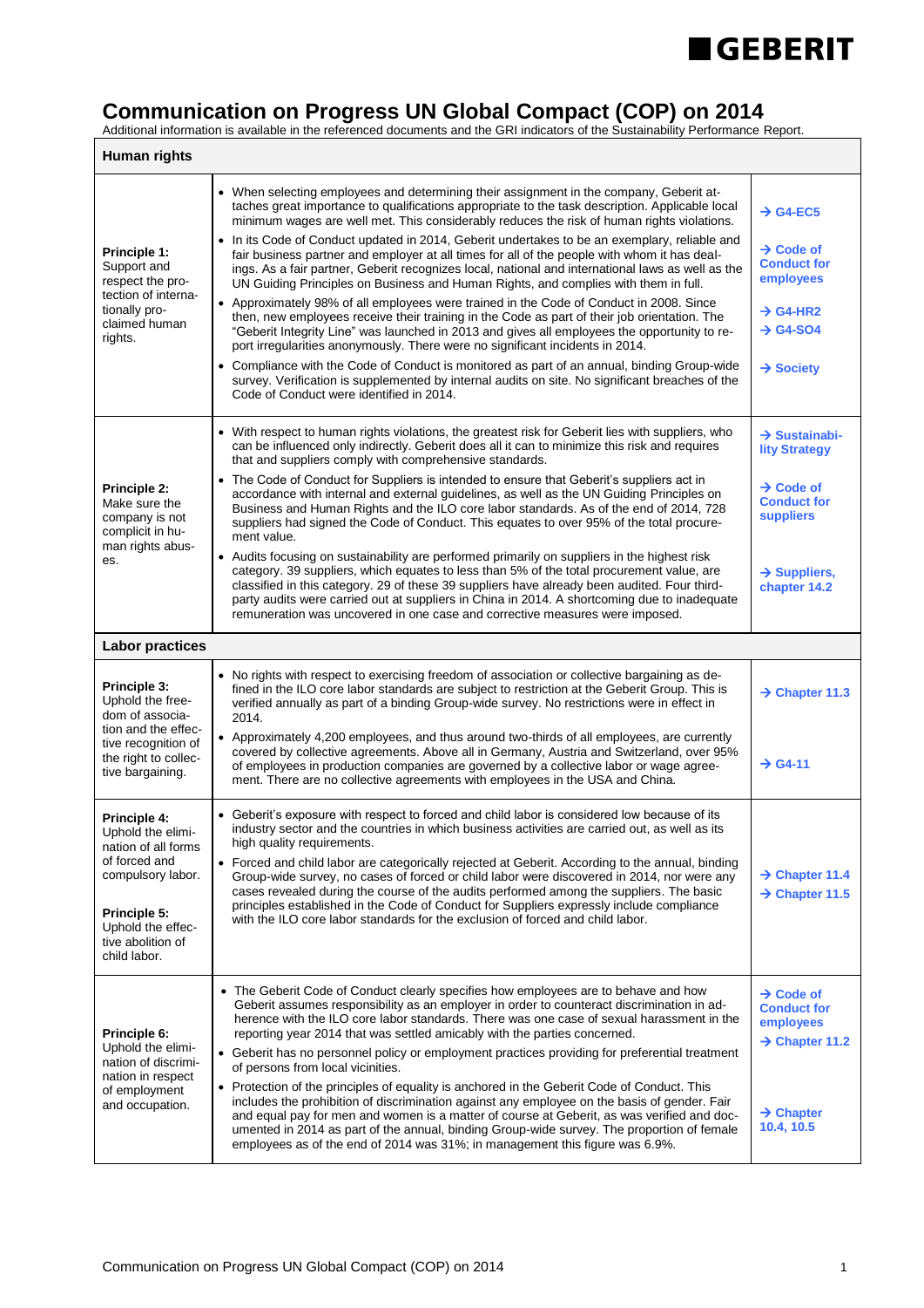# Communication on Progress UN Global Compact (COP) on 2014

Additional information is available in the referenced documents and the GRI indicators of the Sustainability Performance Report.

| Human rights | | |
|---|---|---|
| **Principle 1:** Support and respect the protection of internationally proclaimed human rights. | • When selecting employees and determining their assignment in the company, Geberit attaches great importance to qualifications appropriate to the task description. Applicable local minimum wages are well met. This considerably reduces the risk of human rights violations.<br>• In its Code of Conduct updated in 2014, Geberit undertakes to be an exemplary, reliable and fair business partner and employer at all times for all of the people with whom it has dealings. As a fair partner, Geberit recognizes local, national and international laws as well as the UN Guiding Principles on Business and Human Rights, and complies with them in full.<br>• Approximately 98% of all employees were trained in the Code of Conduct in 2008. Since then, new employees receive their training in the Code as part of their job orientation. The "Geberit Integrity Line" was launched in 2013 and gives all employees the opportunity to report irregularities anonymously. There were no significant incidents in 2014.<br>• Compliance with the Code of Conduct is monitored as part of an annual, binding Group-wide survey. Verification is supplemented by internal audits on site. No significant breaches of the Code of Conduct were identified in 2014. | → G4-EC5<br>→ Code of Conduct for employees<br>→ G4-HR2<br>→ G4-SO4<br>→ Society |
| **Principle 2:** Make sure the company is not complicit in human rights abuses. | • With respect to human rights violations, the greatest risk for Geberit lies with suppliers, who can be influenced only indirectly. Geberit does all it can to minimize this risk and requires that and suppliers comply with comprehensive standards.<br>• The Code of Conduct for Suppliers is intended to ensure that Geberit's suppliers act in accordance with internal and external guidelines, as well as the UN Guiding Principles on Business and Human Rights and the ILO core labor standards. As of the end of 2014, 728 suppliers had signed the Code of Conduct. This equates to over 95% of the total procurement value.<br>• Audits focusing on sustainability are performed primarily on suppliers in the highest risk category. 39 suppliers, which equates to less than 5% of the total procurement value, are classified in this category. 29 of these 39 suppliers have already been audited. Four third-party audits were carried out at suppliers in China in 2014. A shortcoming due to inadequate remuneration was uncovered in one case and corrective measures were imposed. | → Sustainability Strategy<br>→ Code of Conduct for suppliers<br>→ Suppliers, chapter 14.2 |
| **Labor practices** | | |
| **Principle 3:** Uphold the freedom of association and the effective recognition of the right to collective bargaining. | • No rights with respect to exercising freedom of association or collective bargaining as defined in the ILO core labor standards are subject to restriction at the Geberit Group. This is verified annually as part of a binding Group-wide survey. No restrictions were in effect in 2014.<br>• Approximately 4,200 employees, and thus around two-thirds of all employees, are currently covered by collective agreements. Above all in Germany, Austria and Switzerland, over 95% of employees in production companies are governed by a collective labor or wage agreement. There are no collective agreements with employees in the USA and China. | → Chapter 11.3<br>→ G4-11 |
| **Principle 4:** Uphold the elimination of all forms of forced and compulsory labor.<br><br>**Principle 5:** Uphold the effective abolition of child labor. | • Geberit's exposure with respect to forced and child labor is considered low because of its industry sector and the countries in which business activities are carried out, as well as its high quality requirements.<br>• Forced and child labor are categorically rejected at Geberit. According to the annual, binding Group-wide survey, no cases of forced or child labor were discovered in 2014, nor were any cases revealed during the course of the audits performed among the suppliers. The basic principles established in the Code of Conduct for Suppliers expressly include compliance with the ILO core labor standards for the exclusion of forced and child labor. | → Chapter 11.4<br>→ Chapter 11.5 |
| **Principle 6:** Uphold the elimination of discrimination in respect of employment and occupation. | • The Geberit Code of Conduct clearly specifies how employees are to behave and how Geberit assumes responsibility as an employer in order to counteract discrimination in adherence with the ILO core labor standards. There was one case of sexual harassment in the reporting year 2014 that was settled amicably with the parties concerned.<br>• Geberit has no personnel policy or employment practices providing for preferential treatment of persons from local vicinities.<br>• Protection of the principles of equality is anchored in the Geberit Code of Conduct. This includes the prohibition of discrimination against any employee on the basis of gender. Fair and equal pay for men and women is a matter of course at Geberit, as was verified and documented in 2014 as part of the annual, binding Group-wide survey. The proportion of female employees as of the end of 2014 was 31%; in management this figure was 6.9%. | → Code of Conduct for employees<br>→ Chapter 11.2<br>→ Chapter 10.4, 10.5 |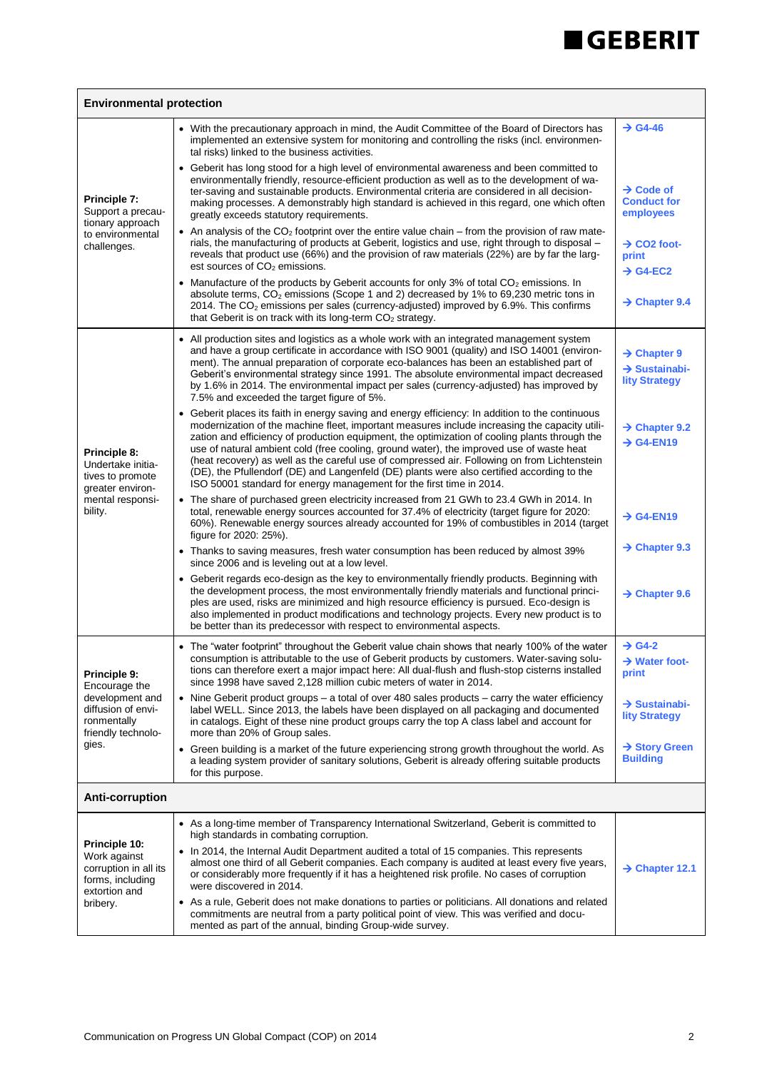| Environmental protection | | |
|---|---|---|
| **Principle 7:** Support a precautionary approach to environmental challenges. | • With the precautionary approach in mind, the Audit Committee of the Board of Directors has implemented an extensive system for monitoring and controlling the risks (incl. environmental risks) linked to the business activities.<br>• Geberit has long stood for a high level of environmental awareness and been committed to environmentally friendly, resource-efficient production as well as to the development of water-saving and sustainable products. Environmental criteria are considered in all decision-making processes. A demonstrably high standard is achieved in this regard, one which often greatly exceeds statutory requirements.<br>• An analysis of the $CO_2$ footprint over the entire value chain – from the provision of raw materials, the manufacturing of products at Geberit, logistics and use, right through to disposal – reveals that product use (66%) and the provision of raw materials (22%) are by far the largest sources of $CO_2$ emissions.<br>• Manufacture of the products by Geberit accounts for only 3% of total $CO_2$ emissions. In absolute terms, $CO_2$ emissions (Scope 1 and 2) decreased by 1% to 69,230 metric tons in 2014. The $CO_2$ emissions per sales (currency-adjusted) improved by 6.9%. This confirms that Geberit is on track with its long-term $CO_2$ strategy. | → G4-46<br>→ Code of Conduct for employees<br>→ CO2 footprint<br>→ G4-EC2<br>→ Chapter 9.4 |
| **Principle 8:** Undertake initiatives to promote greater environmental responsibility. | • All production sites and logistics as a whole work with an integrated management system and have a group certificate in accordance with ISO 9001 (quality) and ISO 14001 (environment). The annual preparation of corporate eco-balances has been an established part of Geberit's environmental strategy since 1991. The absolute environmental impact decreased by 1.6% in 2014. The environmental impact per sales (currency-adjusted) has improved by 7.5% and exceeded the target figure of 5%.<br>• Geberit places its faith in energy saving and energy efficiency: In addition to the continuous modernization of the machine fleet, important measures include increasing the capacity utilization and efficiency of production equipment, the optimization of cooling plants through the use of natural ambient cold (free cooling, ground water), the improved use of waste heat (heat recovery) as well as the careful use of compressed air. Following on from Lichtenstein (DE), the Pfullendorf (DE) and Langenfeld (DE) plants were also certified according to the ISO 50001 standard for energy management for the first time in 2014.<br>• The share of purchased green electricity increased from 21 GWh to 23.4 GWh in 2014. In total, renewable energy sources accounted for 37.4% of electricity (target figure for 2020: 60%). Renewable energy sources already accounted for 19% of combustibles in 2014 (target figure for 2020: 25%).<br>• Thanks to saving measures, fresh water consumption has been reduced by almost 39% since 2006 and is leveling out at a low level.<br>• Geberit regards eco-design as the key to environmentally friendly products. Beginning with the development process, the most environmentally friendly materials and functional principles are used, risks are minimized and high resource efficiency is pursued. Eco-design is also implemented in product modifications and technology projects. Every new product is to be better than its predecessor with respect to environmental aspects. | → Chapter 9<br>→ Sustainability Strategy<br>→ Chapter 9.2<br>→ G4-EN19<br>→ G4-EN19<br>→ Chapter 9.3<br>→ Chapter 9.6 |
| **Principle 9:** Encourage the development and diffusion of environmentally friendly technologies. | • The "water footprint" throughout the Geberit value chain shows that nearly 100% of the water consumption is attributable to the use of Geberit products by customers. Water-saving solutions can therefore exert a major impact here: All dual-flush and flush-stop cisterns installed since 1998 have saved 2,128 million cubic meters of water in 2014.<br>• Nine Geberit product groups – a total of over 480 sales products – carry the water efficiency label WELL. Since 2013, the labels have been displayed on all packaging and documented in catalogs. Eight of these nine product groups carry the top A class label and account for more than 20% of Group sales.<br>• Green building is a market of the future experiencing strong growth throughout the world. As a leading system provider of sanitary solutions, Geberit is already offering suitable products for this purpose. | → G4-2<br>→ Water footprint<br>→ Sustainability Strategy<br>→ Story Green Building |
| **Anti-corruption** | | |
| **Principle 10:** Work against corruption in all its forms, including extortion and bribery. | • As a long-time member of Transparency International Switzerland, Geberit is committed to high standards in combating corruption.<br>• In 2014, the Internal Audit Department audited a total of 15 companies. This represents almost one third of all Geberit companies. Each company is audited at least every five years, or considerably more frequently if it has a heightened risk profile. No cases of corruption were discovered in 2014.<br>• As a rule, Geberit does not make donations to parties or politicians. All donations and related commitments are neutral from a party political point of view. This was verified and documented as part of the annual, binding Group-wide survey. | → Chapter 12.1 |